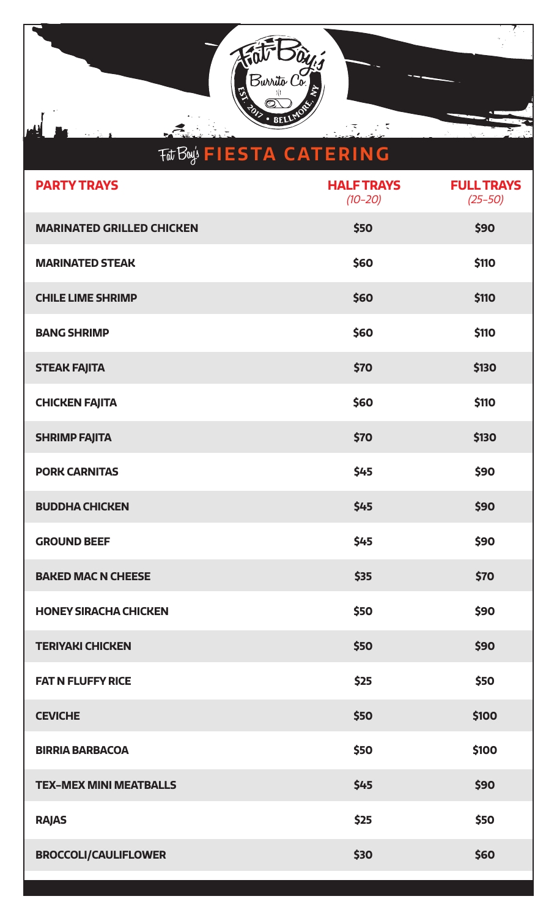Fat Boy's Burrito Co. EST. 2017 • BELLMORE, NY

# Fat Boy's FIESTA CATERING

| PARTY TRAYS | HALF TRAYS *(10-20)* | FULL TRAYS *(25-50)* |
|---|---|---|
| MARINATED GRILLED CHICKEN | $50 | $90 |
| MARINATED STEAK | $60 | $110 |
| CHILE LIME SHRIMP | $60 | $110 |
| BANG SHRIMP | $60 | $110 |
| STEAK FAJITA | $70 | $130 |
| CHICKEN FAJITA | $60 | $110 |
| SHRIMP FAJITA | $70 | $130 |
| PORK CARNITAS | $45 | $90 |
| BUDDHA CHICKEN | $45 | $90 |
| GROUND BEEF | $45 | $90 |
| BAKED MAC N CHEESE | $35 | $70 |
| HONEY SIRACHA CHICKEN | $50 | $90 |
| TERIYAKI CHICKEN | $50 | $90 |
| FAT N FLUFFY RICE | $25 | $50 |
| CEVICHE | $50 | $100 |
| BIRRIA BARBACOA | $50 | $100 |
| TEX-MEX MINI MEATBALLS | $45 | $90 |
| RAJAS | $25 | $50 |
| BROCCOLI/CAULIFLOWER | $30 | $60 |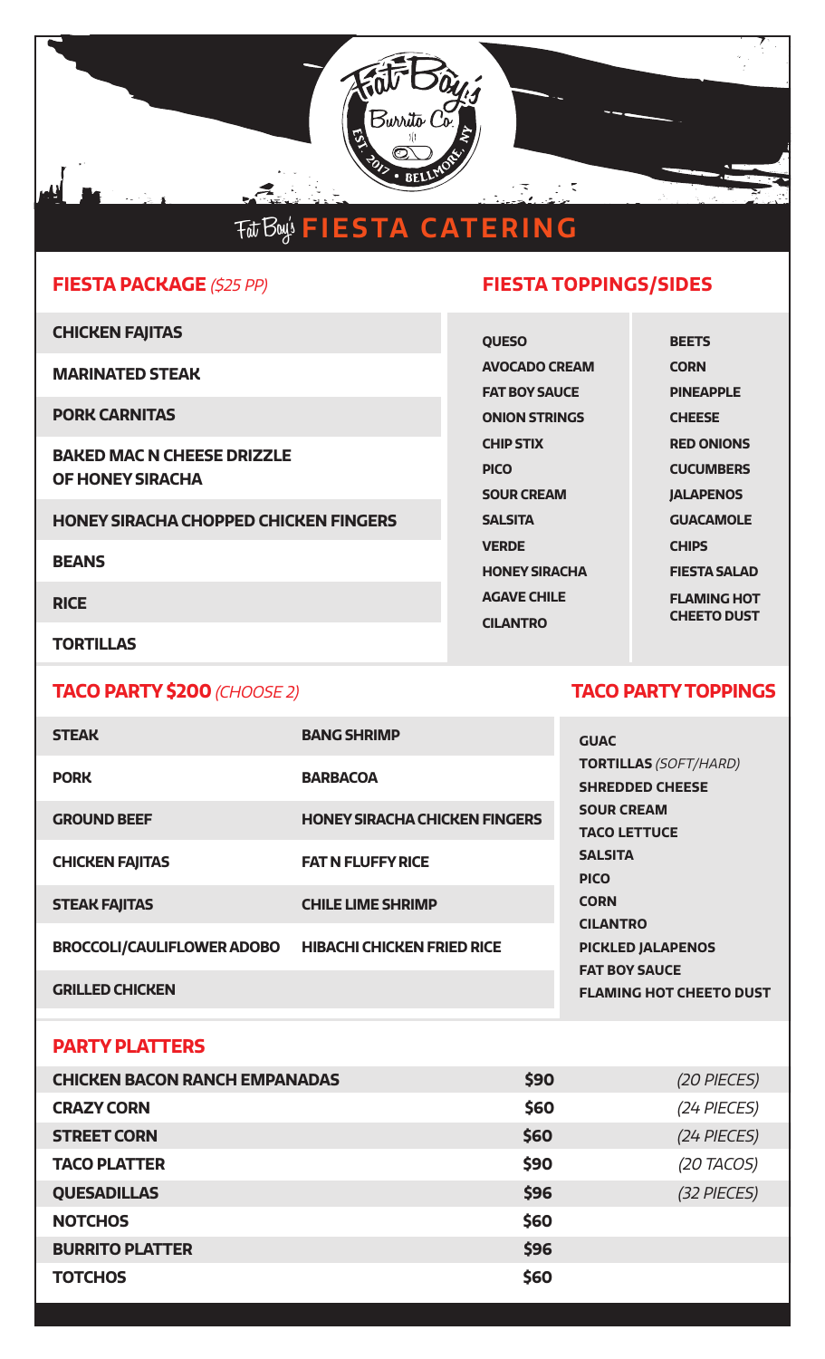# Fat Boy's FIESTA CATERING

## FIESTA PACKAGE *($25 PP)*

- CHICKEN FAJITAS
- MARINATED STEAK
- PORK CARNITAS
- BAKED MAC N CHEESE DRIZZLE OF HONEY SIRACHA
- HONEY SIRACHA CHOPPED CHICKEN FINGERS
- BEANS
- RICE
- TORTILLAS

## FIESTA TOPPINGS/SIDES

| | |
|---|---|
| QUESO | BEETS |
| AVOCADO CREAM | CORN |
| FAT BOY SAUCE | PINEAPPLE |
| ONION STRINGS | CHEESE |
| CHIP STIX | RED ONIONS |
| PICO | CUCUMBERS |
| SOUR CREAM | JALAPENOS |
| SALSITA | GUACAMOLE |
| VERDE | CHIPS |
| HONEY SIRACHA | FIESTA SALAD |
| AGAVE CHILE | FLAMING HOT CHEETO DUST |
| CILANTRO | |

## TACO PARTY $200 *(CHOOSE 2)*

| | |
|---|---|
| STEAK | BANG SHRIMP |
| PORK | BARBACOA |
| GROUND BEEF | HONEY SIRACHA CHICKEN FINGERS |
| CHICKEN FAJITAS | FAT N FLUFFY RICE |
| STEAK FAJITAS | CHILE LIME SHRIMP |
| BROCCOLI/CAULIFLOWER ADOBO | HIBACHI CHICKEN FRIED RICE |
| GRILLED CHICKEN | |

## TACO PARTY TOPPINGS

- GUAC
- TORTILLAS *(SOFT/HARD)*
- SHREDDED CHEESE
- SOUR CREAM
- TACO LETTUCE
- SALSITA
- PICO
- CORN
- CILANTRO
- PICKLED JALAPENOS
- FAT BOY SAUCE
- FLAMING HOT CHEETO DUST

## PARTY PLATTERS

| | | |
|---|---|---|
| CHICKEN BACON RANCH EMPANADAS | $90 | *(20 PIECES)* |
| CRAZY CORN | $60 | *(24 PIECES)* |
| STREET CORN | $60 | *(24 PIECES)* |
| TACO PLATTER | $90 | *(20 TACOS)* |
| QUESADILLAS | $96 | *(32 PIECES)* |
| NOTCHOS | $60 | |
| BURRITO PLATTER | $96 | |
| TOTCHOS | $60 | |